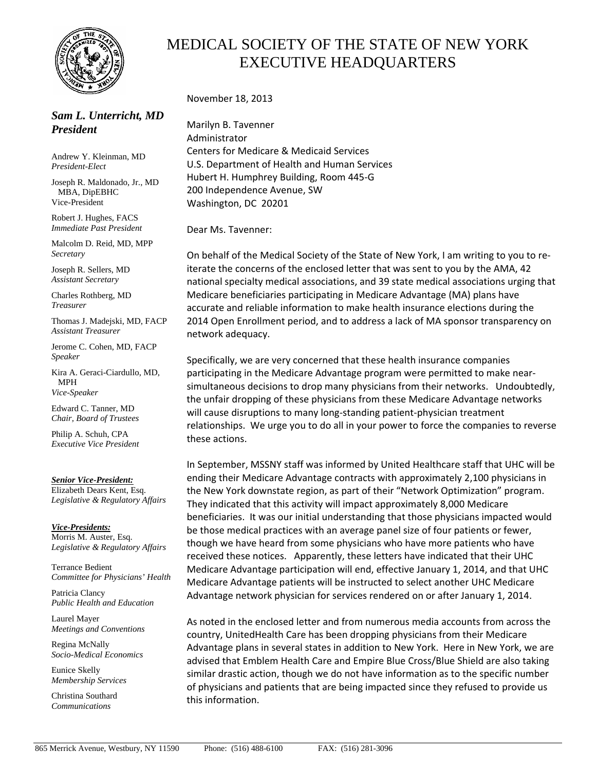# MEDICAL SOCIETY OF THE STATE OF NEW YORK
# EXECUTIVE HEADQUARTERS

***Sam L. Unterricht, MD***
***President***

Andrew Y. Kleinman, MD
*President-Elect*

Joseph R. Maldonado, Jr., MD MBA, DipEBHC
Vice-President

Robert J. Hughes, FACS
*Immediate Past President*

Malcolm D. Reid, MD, MPP
*Secretary*

Joseph R. Sellers, MD
*Assistant Secretary*

Charles Rothberg, MD
*Treasurer*

Thomas J. Madejski, MD, FACP
*Assistant Treasurer*

Jerome C. Cohen, MD, FACP
*Speaker*

Kira A. Geraci-Ciardullo, MD, MPH
*Vice-Speaker*

Edward C. Tanner, MD
*Chair, Board of Trustees*

Philip A. Schuh, CPA
*Executive Vice President*

***Senior Vice-President:***
Elizabeth Dears Kent, Esq.
*Legislative & Regulatory Affairs*

***Vice-Presidents:***
Morris M. Auster, Esq.
*Legislative & Regulatory Affairs*

Terrance Bedient
*Committee for Physicians' Health*

Patricia Clancy
*Public Health and Education*

Laurel Mayer
*Meetings and Conventions*

Regina McNally
*Socio-Medical Economics*

Eunice Skelly
*Membership Services*

Christina Southard
*Communications*

November 18, 2013

Marilyn B. Tavenner
Administrator
Centers for Medicare & Medicaid Services
U.S. Department of Health and Human Services
Hubert H. Humphrey Building, Room 445-G
200 Independence Avenue, SW
Washington, DC 20201

Dear Ms. Tavenner:

On behalf of the Medical Society of the State of New York, I am writing to you to re-iterate the concerns of the enclosed letter that was sent to you by the AMA, 42 national specialty medical associations, and 39 state medical associations urging that Medicare beneficiaries participating in Medicare Advantage (MA) plans have accurate and reliable information to make health insurance elections during the 2014 Open Enrollment period, and to address a lack of MA sponsor transparency on network adequacy.

Specifically, we are very concerned that these health insurance companies participating in the Medicare Advantage program were permitted to make near-simultaneous decisions to drop many physicians from their networks. Undoubtedly, the unfair dropping of these physicians from these Medicare Advantage networks will cause disruptions to many long-standing patient-physician treatment relationships. We urge you to do all in your power to force the companies to reverse these actions.

In September, MSSNY staff was informed by United Healthcare staff that UHC will be ending their Medicare Advantage contracts with approximately 2,100 physicians in the New York downstate region, as part of their "Network Optimization" program. They indicated that this activity will impact approximately 8,000 Medicare beneficiaries. It was our initial understanding that those physicians impacted would be those medical practices with an average panel size of four patients or fewer, though we have heard from some physicians who have more patients who have received these notices. Apparently, these letters have indicated that their UHC Medicare Advantage participation will end, effective January 1, 2014, and that UHC Medicare Advantage patients will be instructed to select another UHC Medicare Advantage network physician for services rendered on or after January 1, 2014.

As noted in the enclosed letter and from numerous media accounts from across the country, UnitedHealth Care has been dropping physicians from their Medicare Advantage plans in several states in addition to New York. Here in New York, we are advised that Emblem Health Care and Empire Blue Cross/Blue Shield are also taking similar drastic action, though we do not have information as to the specific number of physicians and patients that are being impacted since they refused to provide us this information.

865 Merrick Avenue, Westbury, NY 11590 Phone: (516) 488-6100 FAX: (516) 281-3096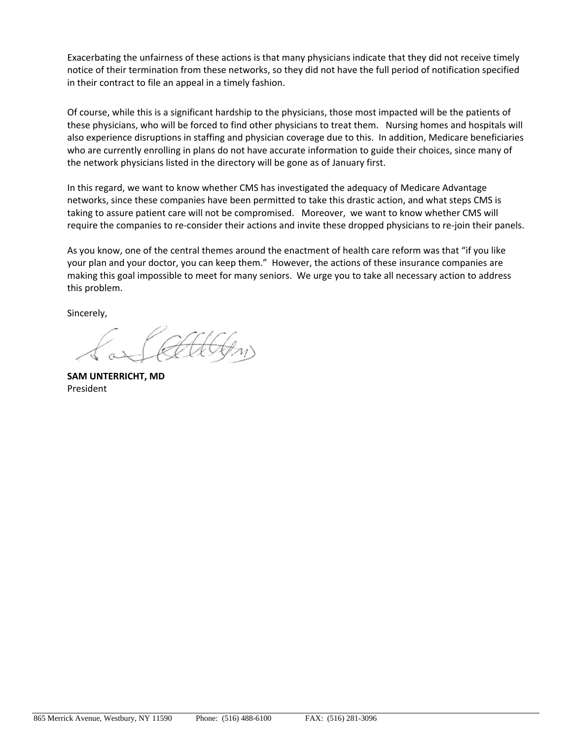Exacerbating the unfairness of these actions is that many physicians indicate that they did not receive timely notice of their termination from these networks, so they did not have the full period of notification specified in their contract to file an appeal in a timely fashion.

Of course, while this is a significant hardship to the physicians, those most impacted will be the patients of these physicians, who will be forced to find other physicians to treat them. Nursing homes and hospitals will also experience disruptions in staffing and physician coverage due to this. In addition, Medicare beneficiaries who are currently enrolling in plans do not have accurate information to guide their choices, since many of the network physicians listed in the directory will be gone as of January first.

In this regard, we want to know whether CMS has investigated the adequacy of Medicare Advantage networks, since these companies have been permitted to take this drastic action, and what steps CMS is taking to assure patient care will not be compromised. Moreover, we want to know whether CMS will require the companies to re-consider their actions and invite these dropped physicians to re-join their panels.

As you know, one of the central themes around the enactment of health care reform was that "if you like your plan and your doctor, you can keep them." However, the actions of these insurance companies are making this goal impossible to meet for many seniors. We urge you to take all necessary action to address this problem.

Sincerely,

**SAM UNTERRICHT, MD**
President

865 Merrick Avenue, Westbury, NY 11590 Phone: (516) 488-6100 FAX: (516) 281-3096